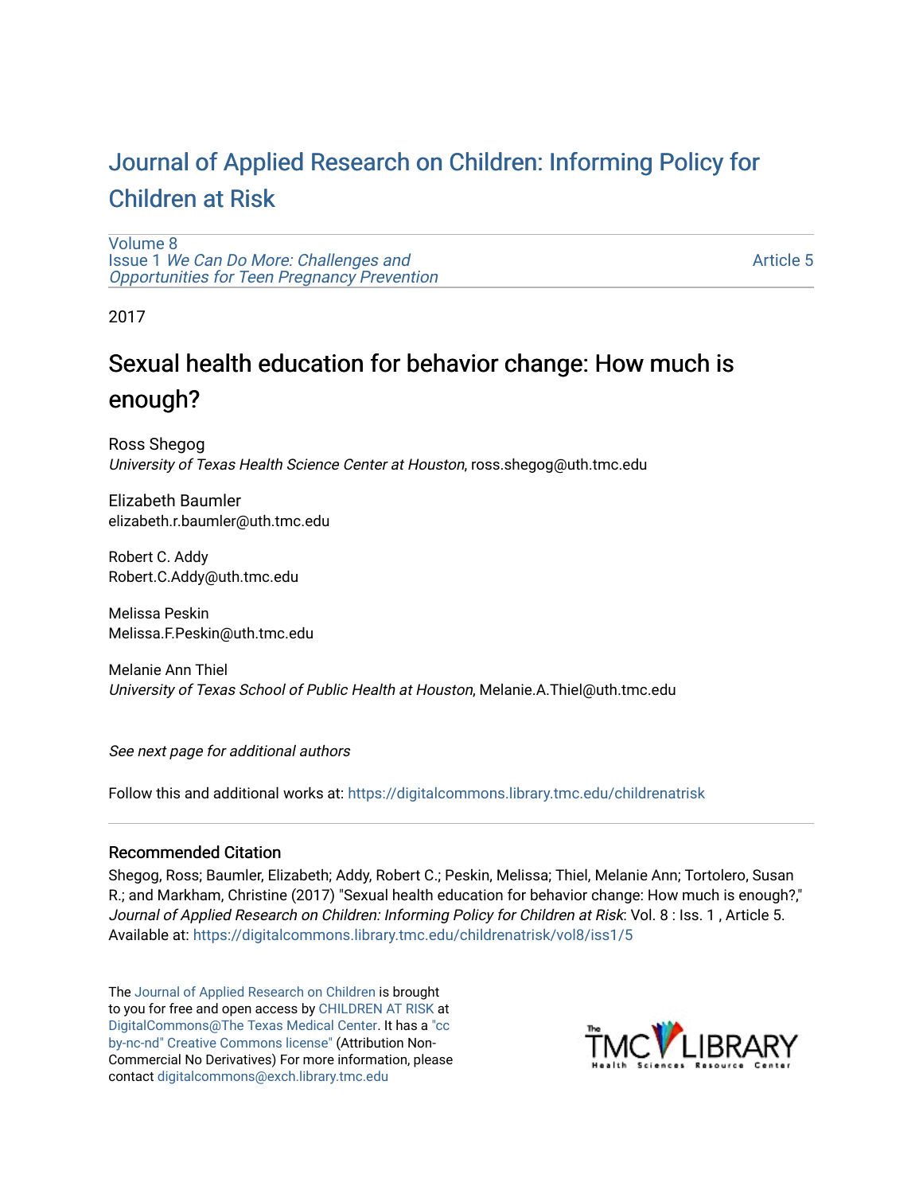# Journal of Applied Research on Children: Informing Policy for Children at Risk

Volume 8
Issue 1 *We Can Do More: Challenges and Opportunities for Teen Pregnancy Prevention*

Article 5

2017

## Sexual health education for behavior change: How much is enough?

Ross Shegog
*University of Texas Health Science Center at Houston*, ross.shegog@uth.tmc.edu

Elizabeth Baumler
elizabeth.r.baumler@uth.tmc.edu

Robert C. Addy
Robert.C.Addy@uth.tmc.edu

Melissa Peskin
Melissa.F.Peskin@uth.tmc.edu

Melanie Ann Thiel
*University of Texas School of Public Health at Houston*, Melanie.A.Thiel@uth.tmc.edu

*See next page for additional authors*

Follow this and additional works at: https://digitalcommons.library.tmc.edu/childrenatrisk

### Recommended Citation

Shegog, Ross; Baumler, Elizabeth; Addy, Robert C.; Peskin, Melissa; Thiel, Melanie Ann; Tortolero, Susan R.; and Markham, Christine (2017) "Sexual health education for behavior change: How much is enough?," *Journal of Applied Research on Children: Informing Policy for Children at Risk*: Vol. 8 : Iss. 1 , Article 5.
Available at: https://digitalcommons.library.tmc.edu/childrenatrisk/vol8/iss1/5

The Journal of Applied Research on Children is brought to you for free and open access by CHILDREN AT RISK at DigitalCommons@The Texas Medical Center. It has a "cc by-nc-nd" Creative Commons license" (Attribution Non-Commercial No Derivatives) For more information, please contact digitalcommons@exch.library.tmc.edu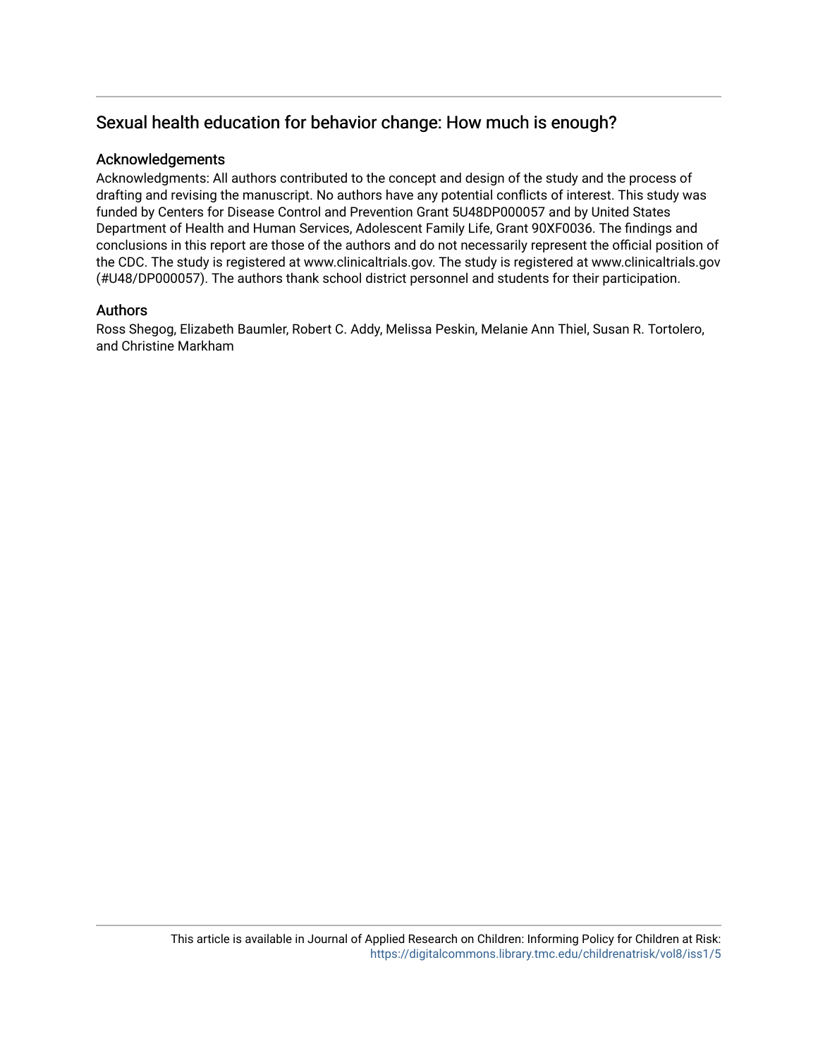## Sexual health education for behavior change: How much is enough?

### Acknowledgements

Acknowledgments: All authors contributed to the concept and design of the study and the process of drafting and revising the manuscript. No authors have any potential conflicts of interest. This study was funded by Centers for Disease Control and Prevention Grant 5U48DP000057 and by United States Department of Health and Human Services, Adolescent Family Life, Grant 90XF0036. The findings and conclusions in this report are those of the authors and do not necessarily represent the official position of the CDC. The study is registered at www.clinicaltrials.gov. The study is registered at www.clinicaltrials.gov (#U48/DP000057). The authors thank school district personnel and students for their participation.

### Authors

Ross Shegog, Elizabeth Baumler, Robert C. Addy, Melissa Peskin, Melanie Ann Thiel, Susan R. Tortolero, and Christine Markham

This article is available in Journal of Applied Research on Children: Informing Policy for Children at Risk: https://digitalcommons.library.tmc.edu/childrenatrisk/vol8/iss1/5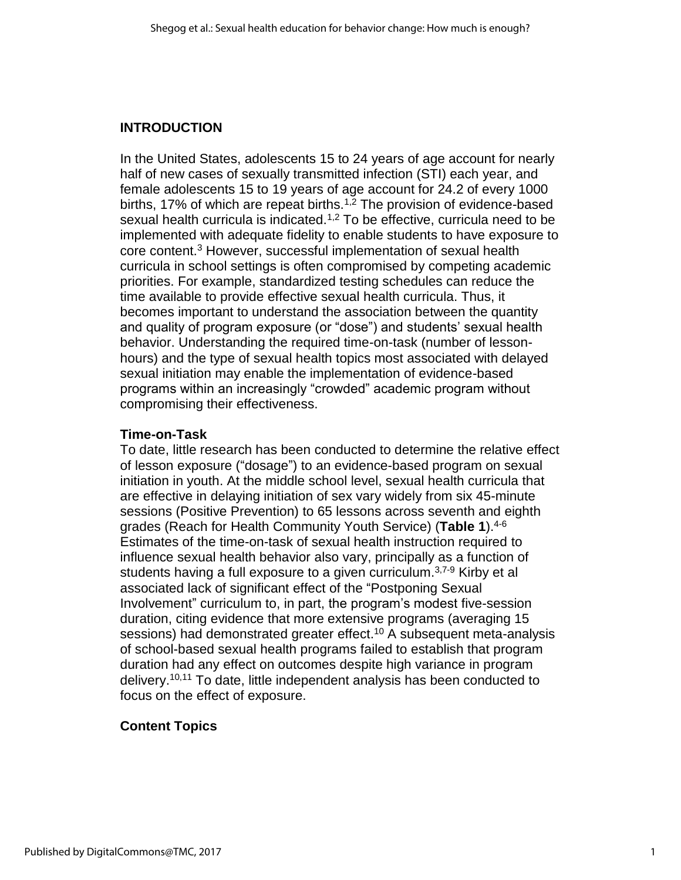## INTRODUCTION

In the United States, adolescents 15 to 24 years of age account for nearly half of new cases of sexually transmitted infection (STI) each year, and female adolescents 15 to 19 years of age account for 24.2 of every 1000 births, 17% of which are repeat births.[1,2] The provision of evidence-based sexual health curricula is indicated.[1,2] To be effective, curricula need to be implemented with adequate fidelity to enable students to have exposure to core content.[3] However, successful implementation of sexual health curricula in school settings is often compromised by competing academic priorities. For example, standardized testing schedules can reduce the time available to provide effective sexual health curricula. Thus, it becomes important to understand the association between the quantity and quality of program exposure (or "dose") and students' sexual health behavior. Understanding the required time-on-task (number of lesson-hours) and the type of sexual health topics most associated with delayed sexual initiation may enable the implementation of evidence-based programs within an increasingly "crowded" academic program without compromising their effectiveness.

### Time-on-Task

To date, little research has been conducted to determine the relative effect of lesson exposure ("dosage") to an evidence-based program on sexual initiation in youth. At the middle school level, sexual health curricula that are effective in delaying initiation of sex vary widely from six 45-minute sessions (Positive Prevention) to 65 lessons across seventh and eighth grades (Reach for Health Community Youth Service) (**Table 1**).[4-6] Estimates of the time-on-task of sexual health instruction required to influence sexual health behavior also vary, principally as a function of students having a full exposure to a given curriculum.[3,7-9] Kirby et al associated lack of significant effect of the "Postponing Sexual Involvement" curriculum to, in part, the program's modest five-session duration, citing evidence that more extensive programs (averaging 15 sessions) had demonstrated greater effect.[10] A subsequent meta-analysis of school-based sexual health programs failed to establish that program duration had any effect on outcomes despite high variance in program delivery.[10,11] To date, little independent analysis has been conducted to focus on the effect of exposure.

### Content Topics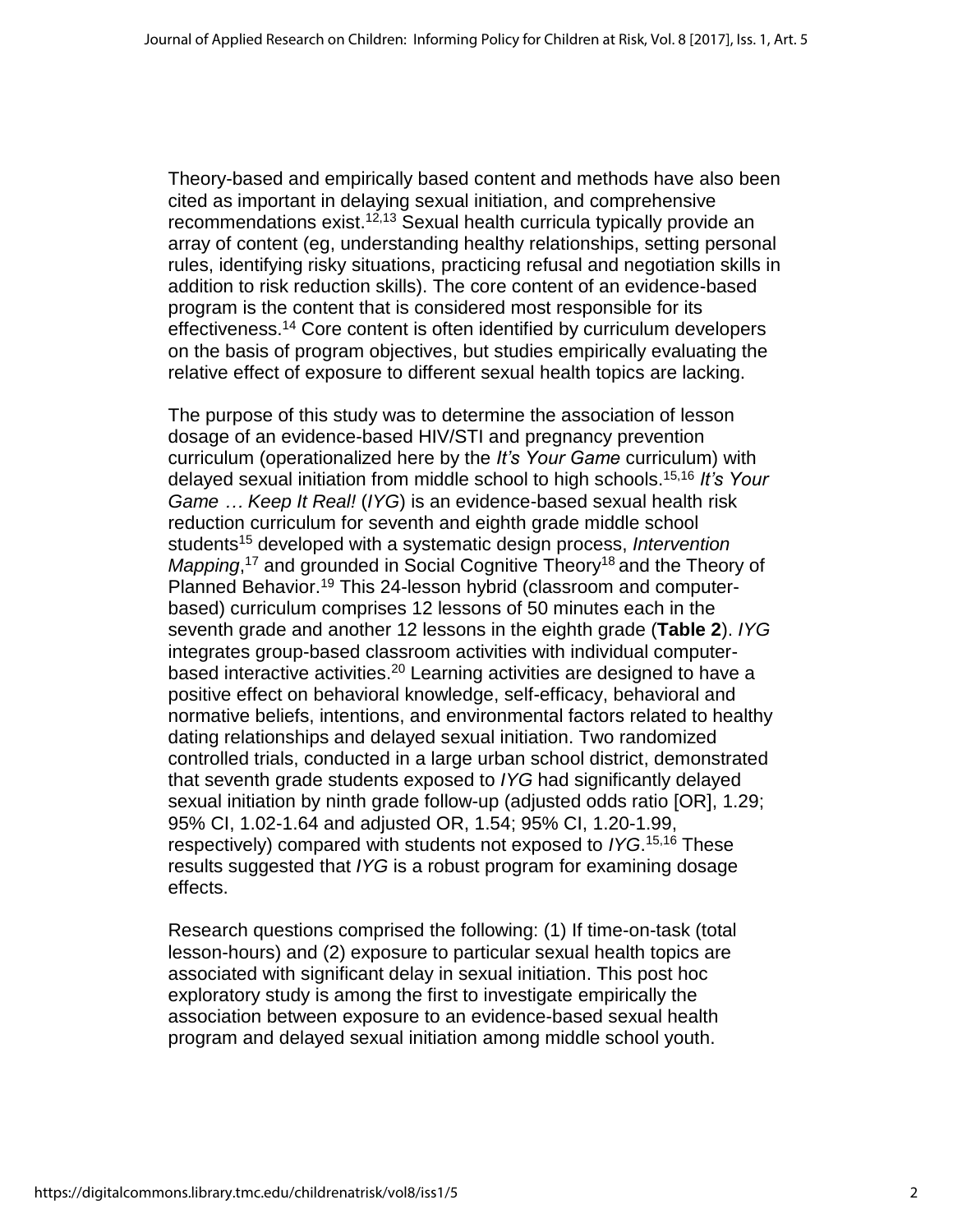Theory-based and empirically based content and methods have also been cited as important in delaying sexual initiation, and comprehensive recommendations exist.[12,13] Sexual health curricula typically provide an array of content (eg, understanding healthy relationships, setting personal rules, identifying risky situations, practicing refusal and negotiation skills in addition to risk reduction skills). The core content of an evidence-based program is the content that is considered most responsible for its effectiveness.[14] Core content is often identified by curriculum developers on the basis of program objectives, but studies empirically evaluating the relative effect of exposure to different sexual health topics are lacking.

The purpose of this study was to determine the association of lesson dosage of an evidence-based HIV/STI and pregnancy prevention curriculum (operationalized here by the *It's Your Game* curriculum) with delayed sexual initiation from middle school to high schools.[15,16] *It's Your Game … Keep It Real!* (*IYG*) is an evidence-based sexual health risk reduction curriculum for seventh and eighth grade middle school students[15] developed with a systematic design process, *Intervention Mapping*,[17] and grounded in Social Cognitive Theory[18] and the Theory of Planned Behavior.[19] This 24-lesson hybrid (classroom and computer-based) curriculum comprises 12 lessons of 50 minutes each in the seventh grade and another 12 lessons in the eighth grade (**Table 2**). *IYG* integrates group-based classroom activities with individual computer-based interactive activities.[20] Learning activities are designed to have a positive effect on behavioral knowledge, self-efficacy, behavioral and normative beliefs, intentions, and environmental factors related to healthy dating relationships and delayed sexual initiation. Two randomized controlled trials, conducted in a large urban school district, demonstrated that seventh grade students exposed to *IYG* had significantly delayed sexual initiation by ninth grade follow-up (adjusted odds ratio [OR], 1.29; 95% CI, 1.02-1.64 and adjusted OR, 1.54; 95% CI, 1.20-1.99, respectively) compared with students not exposed to *IYG*.[15,16] These results suggested that *IYG* is a robust program for examining dosage effects.

Research questions comprised the following: (1) If time-on-task (total lesson-hours) and (2) exposure to particular sexual health topics are associated with significant delay in sexual initiation. This post hoc exploratory study is among the first to investigate empirically the association between exposure to an evidence-based sexual health program and delayed sexual initiation among middle school youth.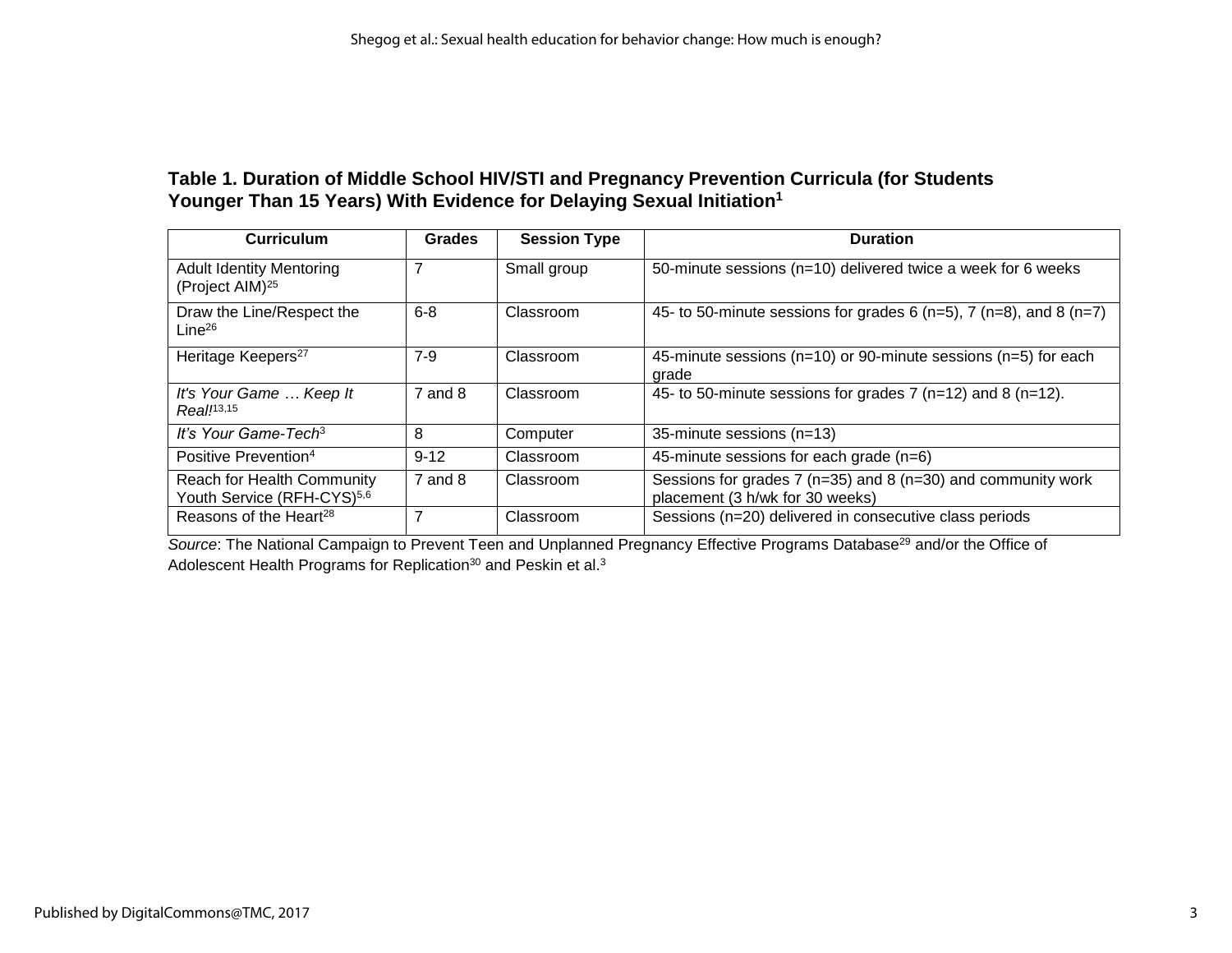**Table 1. Duration of Middle School HIV/STI and Pregnancy Prevention Curricula (for Students Younger Than 15 Years) With Evidence for Delaying Sexual Initiation[1]**

| Curriculum | Grades | Session Type | Duration |
|---|---|---|---|
| Adult Identity Mentoring (Project AIM)[25] | 7 | Small group | 50-minute sessions (n=10) delivered twice a week for 6 weeks |
| Draw the Line/Respect the Line[26] | 6-8 | Classroom | 45- to 50-minute sessions for grades 6 (n=5), 7 (n=8), and 8 (n=7) |
| Heritage Keepers[27] | 7-9 | Classroom | 45-minute sessions (n=10) or 90-minute sessions (n=5) for each grade |
| *It's Your Game … Keep It Real!*[13,15] | 7 and 8 | Classroom | 45- to 50-minute sessions for grades 7 (n=12) and 8 (n=12). |
| *It's Your Game-Tech*[3] | 8 | Computer | 35-minute sessions (n=13) |
| Positive Prevention[4] | 9-12 | Classroom | 45-minute sessions for each grade (n=6) |
| Reach for Health Community Youth Service (RFH-CYS)[5,6] | 7 and 8 | Classroom | Sessions for grades 7 (n=35) and 8 (n=30) and community work placement (3 h/wk for 30 weeks) |
| Reasons of the Heart[28] | 7 | Classroom | Sessions (n=20) delivered in consecutive class periods |

*Source*: The National Campaign to Prevent Teen and Unplanned Pregnancy Effective Programs Database[29] and/or the Office of Adolescent Health Programs for Replication[30] and Peskin et al.[3]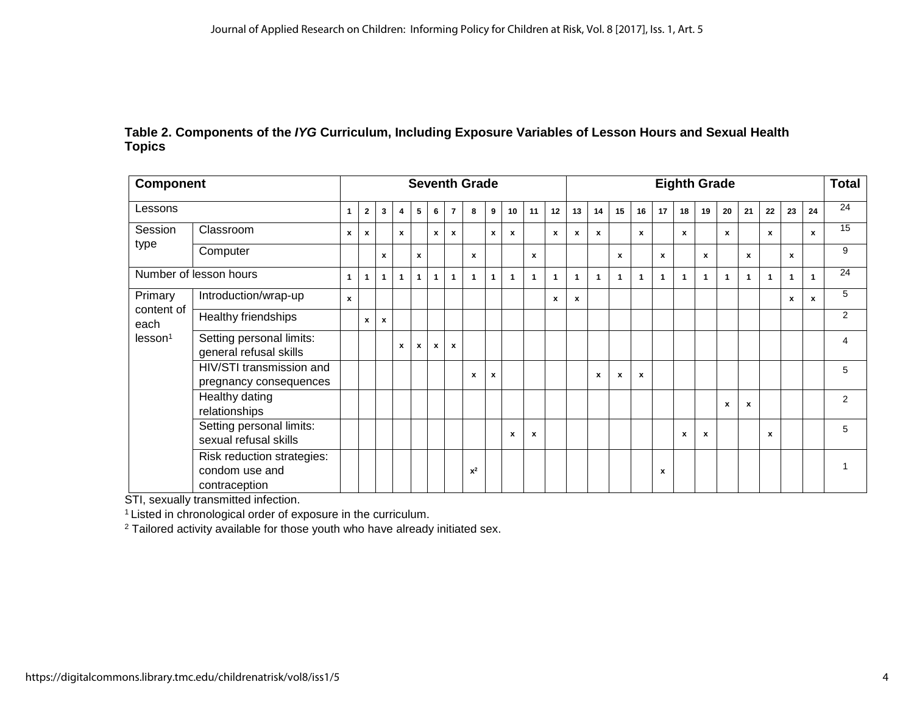**Table 2. Components of the *IYG* Curriculum, Including Exposure Variables of Lesson Hours and Sexual Health Topics**

| Component | | Seventh Grade | | | | | | | | | | | | Eighth Grade | | | | | | | | | | | | Total |
|---|---|---|---|---|---|---|---|---|---|---|---|---|---|---|---|---|---|---|---|---|---|---|---|---|---|---|
| Lessons | | 1 | 2 | 3 | 4 | 5 | 6 | 7 | 8 | 9 | 10 | 11 | 12 | 13 | 14 | 15 | 16 | 17 | 18 | 19 | 20 | 21 | 22 | 23 | 24 | 24 |
| Session type | Classroom | x | x | | x | | x | x | | x | x | | x | x | x | | x | | x | | x | | x | | x | 15 |
| | Computer | | | x | | x | | | x | | | x | | | | x | | x | | x | | x | | x | | 9 |
| Number of lesson hours | | 1 | 1 | 1 | 1 | 1 | 1 | 1 | 1 | 1 | 1 | 1 | 1 | 1 | 1 | 1 | 1 | 1 | 1 | 1 | 1 | 1 | 1 | 1 | 1 | 24 |
| Primary content of each lesson[1] | Introduction/wrap-up | x | | | | | | | | | | | x | x | | | | | | | | | | x | x | 5 |
| | Healthy friendships | | x | x | | | | | | | | | | | | | | | | | | | | | | 2 |
| | Setting personal limits: general refusal skills | | | | x | x | x | x | | | | | | | | | | | | | | | | | | 4 |
| | HIV/STI transmission and pregnancy consequences | | | | | | | | x | x | | | | | x | x | x | | | | | | | | | 5 |
| | Healthy dating relationships | | | | | | | | | | | | | | | | | | | | x | x | | | | 2 |
| | Setting personal limits: sexual refusal skills | | | | | | | | | | x | x | | | | | | | x | x | | | x | | | 5 |
| | Risk reduction strategies: condom use and contraception | | | | | | | | x[2] | | | | | | | | | x | | | | | | | | 1 |

STI, sexually transmitted infection.

[1] Listed in chronological order of exposure in the curriculum.

[2] Tailored activity available for those youth who have already initiated sex.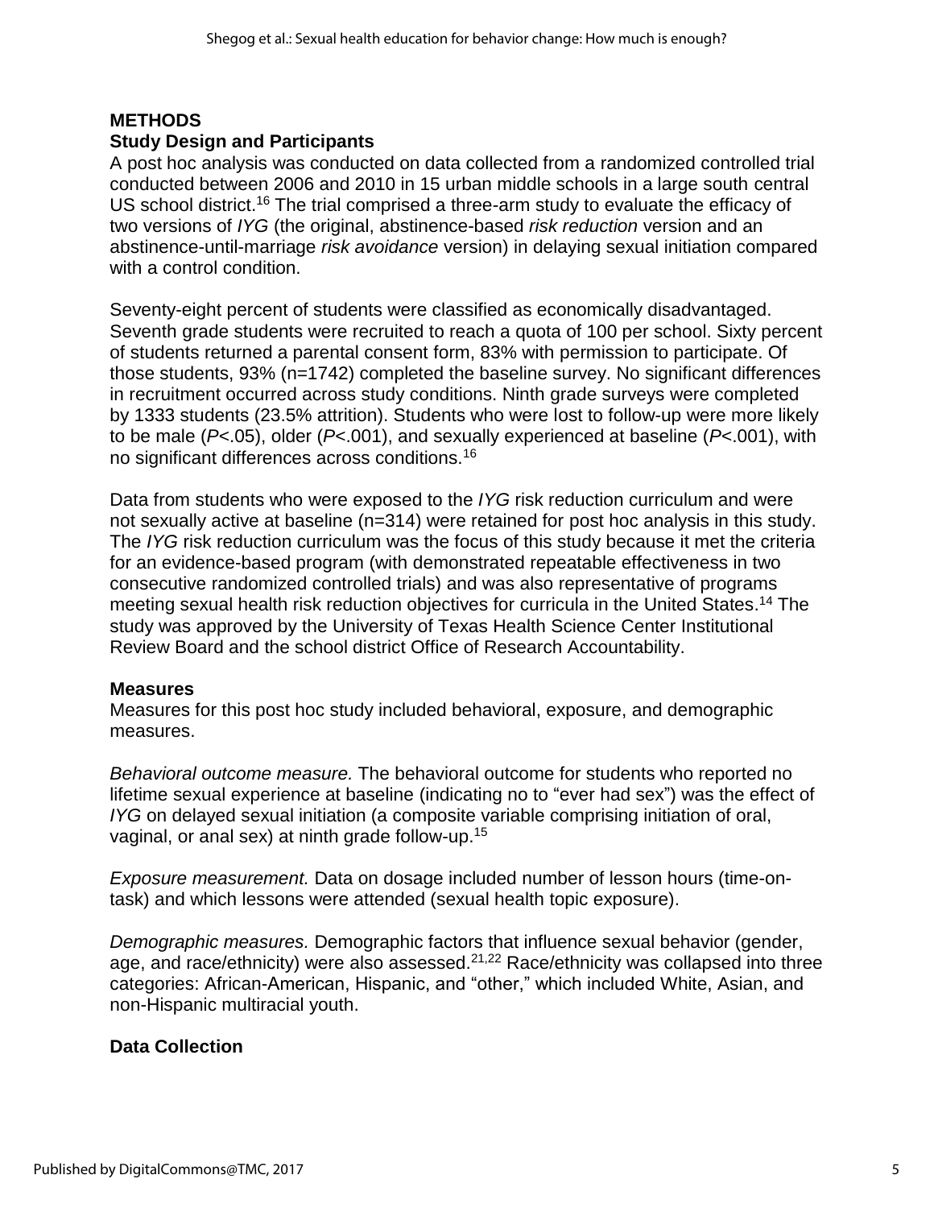## METHODS

### Study Design and Participants

A post hoc analysis was conducted on data collected from a randomized controlled trial conducted between 2006 and 2010 in 15 urban middle schools in a large south central US school district.[16] The trial comprised a three-arm study to evaluate the efficacy of two versions of *IYG* (the original, abstinence-based *risk reduction* version and an abstinence-until-marriage *risk avoidance* version) in delaying sexual initiation compared with a control condition.

Seventy-eight percent of students were classified as economically disadvantaged. Seventh grade students were recruited to reach a quota of 100 per school. Sixty percent of students returned a parental consent form, 83% with permission to participate. Of those students, 93% (n=1742) completed the baseline survey. No significant differences in recruitment occurred across study conditions. Ninth grade surveys were completed by 1333 students (23.5% attrition). Students who were lost to follow-up were more likely to be male ($P$<.05), older ($P$<.001), and sexually experienced at baseline ($P$<.001), with no significant differences across conditions.[16]

Data from students who were exposed to the *IYG* risk reduction curriculum and were not sexually active at baseline (n=314) were retained for post hoc analysis in this study. The *IYG* risk reduction curriculum was the focus of this study because it met the criteria for an evidence-based program (with demonstrated repeatable effectiveness in two consecutive randomized controlled trials) and was also representative of programs meeting sexual health risk reduction objectives for curricula in the United States.[14] The study was approved by the University of Texas Health Science Center Institutional Review Board and the school district Office of Research Accountability.

### Measures

Measures for this post hoc study included behavioral, exposure, and demographic measures.

*Behavioral outcome measure.* The behavioral outcome for students who reported no lifetime sexual experience at baseline (indicating no to "ever had sex") was the effect of *IYG* on delayed sexual initiation (a composite variable comprising initiation of oral, vaginal, or anal sex) at ninth grade follow-up.[15]

*Exposure measurement.* Data on dosage included number of lesson hours (time-on-task) and which lessons were attended (sexual health topic exposure).

*Demographic measures.* Demographic factors that influence sexual behavior (gender, age, and race/ethnicity) were also assessed.[21,22] Race/ethnicity was collapsed into three categories: African-American, Hispanic, and "other," which included White, Asian, and non-Hispanic multiracial youth.

### Data Collection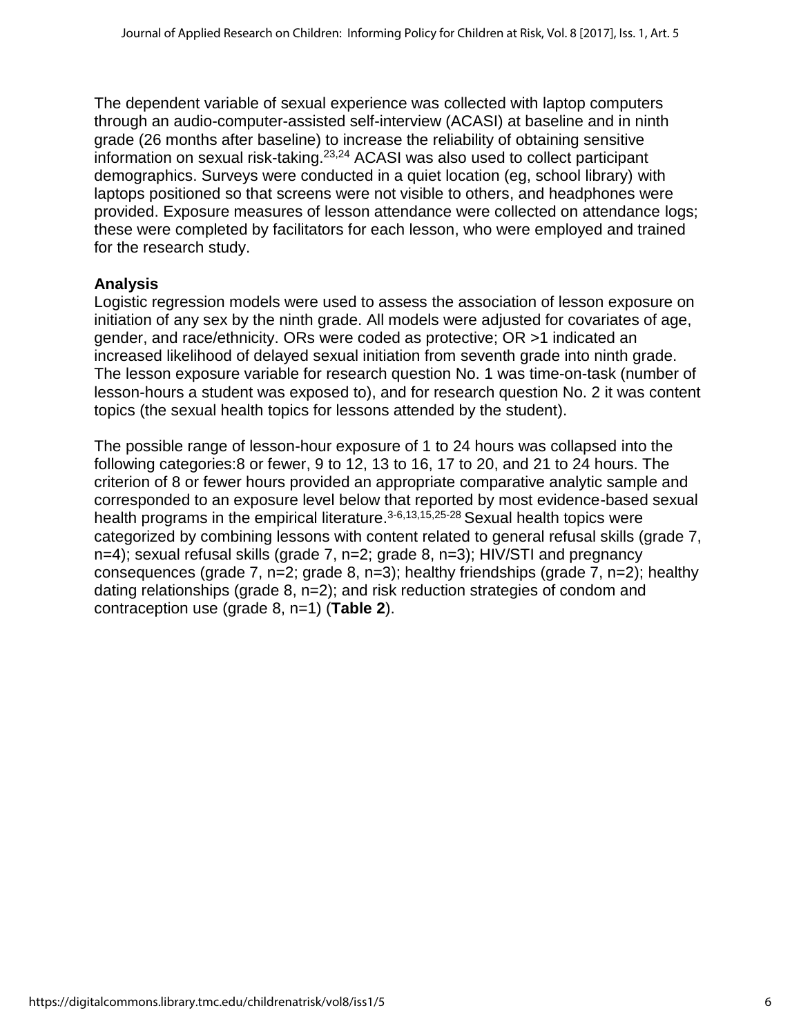The dependent variable of sexual experience was collected with laptop computers through an audio-computer-assisted self-interview (ACASI) at baseline and in ninth grade (26 months after baseline) to increase the reliability of obtaining sensitive information on sexual risk-taking.[23,24] ACASI was also used to collect participant demographics. Surveys were conducted in a quiet location (eg, school library) with laptops positioned so that screens were not visible to others, and headphones were provided. Exposure measures of lesson attendance were collected on attendance logs; these were completed by facilitators for each lesson, who were employed and trained for the research study.

**Analysis**

Logistic regression models were used to assess the association of lesson exposure on initiation of any sex by the ninth grade. All models were adjusted for covariates of age, gender, and race/ethnicity. ORs were coded as protective; OR >1 indicated an increased likelihood of delayed sexual initiation from seventh grade into ninth grade. The lesson exposure variable for research question No. 1 was time-on-task (number of lesson-hours a student was exposed to), and for research question No. 2 it was content topics (the sexual health topics for lessons attended by the student).

The possible range of lesson-hour exposure of 1 to 24 hours was collapsed into the following categories:8 or fewer, 9 to 12, 13 to 16, 17 to 20, and 21 to 24 hours. The criterion of 8 or fewer hours provided an appropriate comparative analytic sample and corresponded to an exposure level below that reported by most evidence-based sexual health programs in the empirical literature.[3-6,13,15,25-28] Sexual health topics were categorized by combining lessons with content related to general refusal skills (grade 7, n=4); sexual refusal skills (grade 7, n=2; grade 8, n=3); HIV/STI and pregnancy consequences (grade 7, n=2; grade 8, n=3); healthy friendships (grade 7, n=2); healthy dating relationships (grade 8, n=2); and risk reduction strategies of condom and contraception use (grade 8, n=1) (**Table 2**).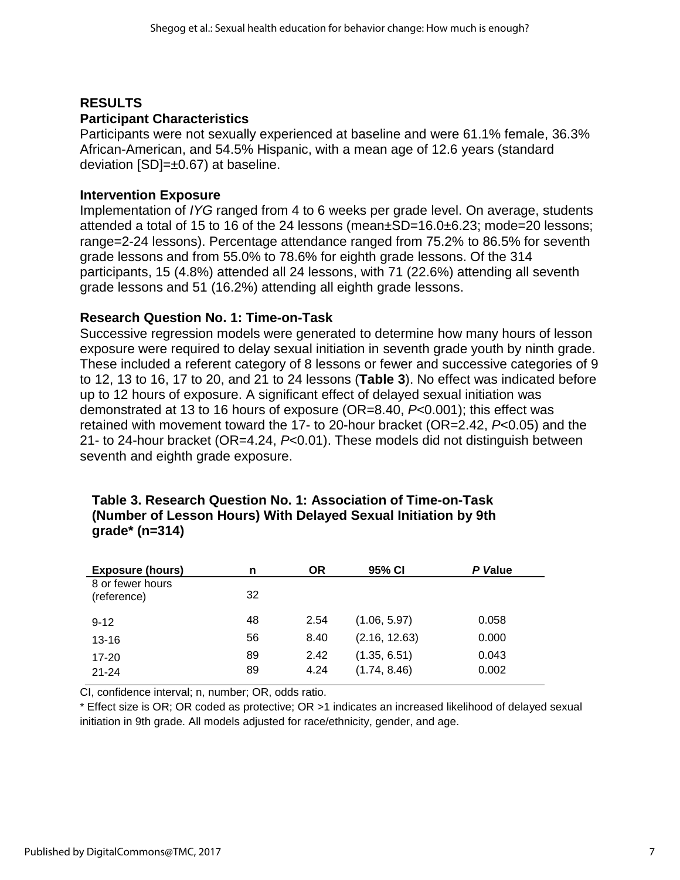## RESULTS

### Participant Characteristics

Participants were not sexually experienced at baseline and were 61.1% female, 36.3% African-American, and 54.5% Hispanic, with a mean age of 12.6 years (standard deviation [SD]=±0.67) at baseline.

### Intervention Exposure

Implementation of *IYG* ranged from 4 to 6 weeks per grade level. On average, students attended a total of 15 to 16 of the 24 lessons (mean±SD=16.0±6.23; mode=20 lessons; range=2-24 lessons). Percentage attendance ranged from 75.2% to 86.5% for seventh grade lessons and from 55.0% to 78.6% for eighth grade lessons. Of the 314 participants, 15 (4.8%) attended all 24 lessons, with 71 (22.6%) attending all seventh grade lessons and 51 (16.2%) attending all eighth grade lessons.

### Research Question No. 1: Time-on-Task

Successive regression models were generated to determine how many hours of lesson exposure were required to delay sexual initiation in seventh grade youth by ninth grade. These included a referent category of 8 lessons or fewer and successive categories of 9 to 12, 13 to 16, 17 to 20, and 21 to 24 lessons (**Table 3**). No effect was indicated before up to 12 hours of exposure. A significant effect of delayed sexual initiation was demonstrated at 13 to 16 hours of exposure (OR=8.40, *P*<0.001); this effect was retained with movement toward the 17- to 20-hour bracket (OR=2.42, *P*<0.05) and the 21- to 24-hour bracket (OR=4.24, *P*<0.01). These models did not distinguish between seventh and eighth grade exposure.

**Table 3. Research Question No. 1: Association of Time-on-Task (Number of Lesson Hours) With Delayed Sexual Initiation by 9th grade\* (n=314)**

| Exposure (hours) | n | OR | 95% CI | *P* Value |
|---|---|---|---|---|
| 8 or fewer hours (reference) | 32 | | | |
| 9-12 | 48 | 2.54 | (1.06, 5.97) | 0.058 |
| 13-16 | 56 | 8.40 | (2.16, 12.63) | 0.000 |
| 17-20 | 89 | 2.42 | (1.35, 6.51) | 0.043 |
| 21-24 | 89 | 4.24 | (1.74, 8.46) | 0.002 |

CI, confidence interval; n, number; OR, odds ratio.

\* Effect size is OR; OR coded as protective; OR >1 indicates an increased likelihood of delayed sexual initiation in 9th grade. All models adjusted for race/ethnicity, gender, and age.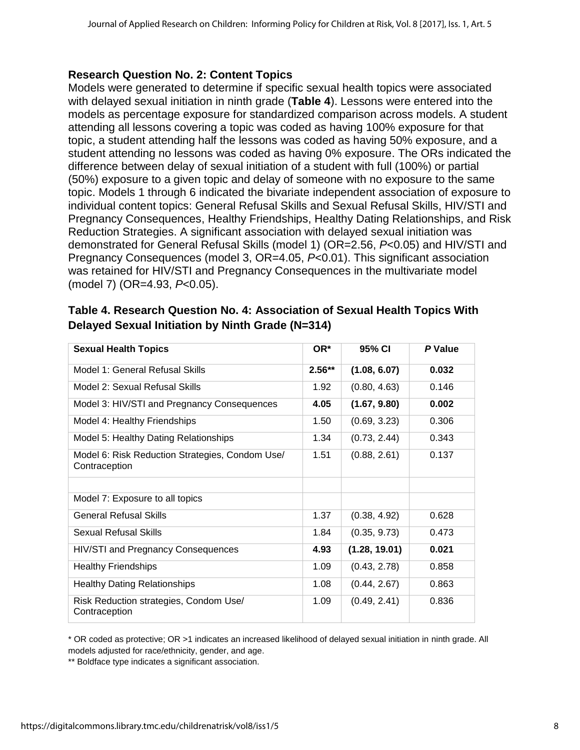### Research Question No. 2: Content Topics

Models were generated to determine if specific sexual health topics were associated with delayed sexual initiation in ninth grade (**Table 4**). Lessons were entered into the models as percentage exposure for standardized comparison across models. A student attending all lessons covering a topic was coded as having 100% exposure for that topic, a student attending half the lessons was coded as having 50% exposure, and a student attending no lessons was coded as having 0% exposure. The ORs indicated the difference between delay of sexual initiation of a student with full (100%) or partial (50%) exposure to a given topic and delay of someone with no exposure to the same topic. Models 1 through 6 indicated the bivariate independent association of exposure to individual content topics: General Refusal Skills and Sexual Refusal Skills, HIV/STI and Pregnancy Consequences, Healthy Friendships, Healthy Dating Relationships, and Risk Reduction Strategies. A significant association with delayed sexual initiation was demonstrated for General Refusal Skills (model 1) (OR=2.56, *P*<0.05) and HIV/STI and Pregnancy Consequences (model 3, OR=4.05, *P*<0.01). This significant association was retained for HIV/STI and Pregnancy Consequences in the multivariate model (model 7) (OR=4.93, *P*<0.05).

**Table 4. Research Question No. 4: Association of Sexual Health Topics With Delayed Sexual Initiation by Ninth Grade (N=314)**

| Sexual Health Topics | OR* | 95% CI | *P* Value |
|---|---|---|---|
| Model 1: General Refusal Skills | **2.56**** | **(1.08, 6.07)** | **0.032** |
| Model 2: Sexual Refusal Skills | 1.92 | (0.80, 4.63) | 0.146 |
| Model 3: HIV/STI and Pregnancy Consequences | **4.05** | **(1.67, 9.80)** | **0.002** |
| Model 4: Healthy Friendships | 1.50 | (0.69, 3.23) | 0.306 |
| Model 5: Healthy Dating Relationships | 1.34 | (0.73, 2.44) | 0.343 |
| Model 6: Risk Reduction Strategies, Condom Use/ Contraception | 1.51 | (0.88, 2.61) | 0.137 |
| | | | |
| Model 7: Exposure to all topics | | | |
| General Refusal Skills | 1.37 | (0.38, 4.92) | 0.628 |
| Sexual Refusal Skills | 1.84 | (0.35, 9.73) | 0.473 |
| HIV/STI and Pregnancy Consequences | **4.93** | **(1.28, 19.01)** | **0.021** |
| Healthy Friendships | 1.09 | (0.43, 2.78) | 0.858 |
| Healthy Dating Relationships | 1.08 | (0.44, 2.67) | 0.863 |
| Risk Reduction strategies, Condom Use/ Contraception | 1.09 | (0.49, 2.41) | 0.836 |

\* OR coded as protective; OR >1 indicates an increased likelihood of delayed sexual initiation in ninth grade. All models adjusted for race/ethnicity, gender, and age.

** Boldface type indicates a significant association.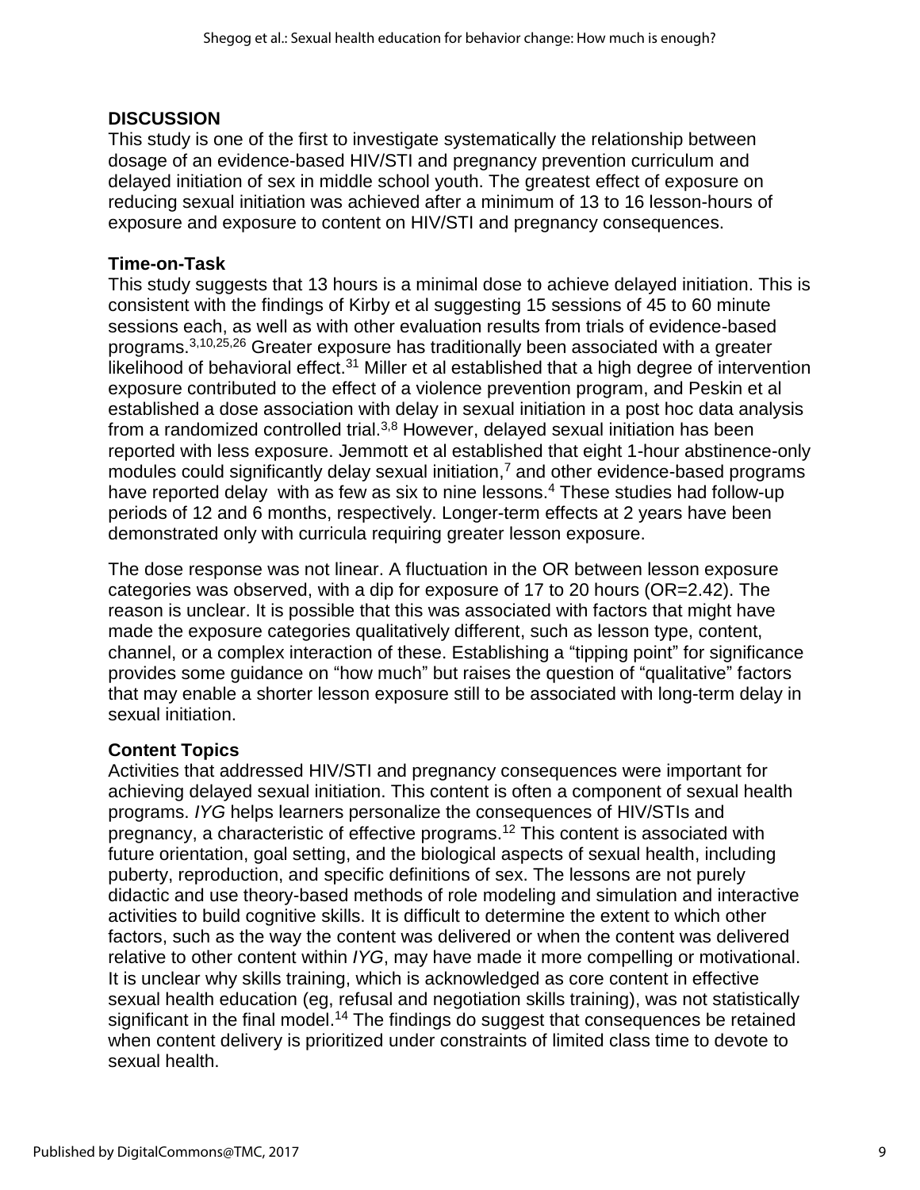## DISCUSSION

This study is one of the first to investigate systematically the relationship between dosage of an evidence-based HIV/STI and pregnancy prevention curriculum and delayed initiation of sex in middle school youth. The greatest effect of exposure on reducing sexual initiation was achieved after a minimum of 13 to 16 lesson-hours of exposure and exposure to content on HIV/STI and pregnancy consequences.

### Time-on-Task

This study suggests that 13 hours is a minimal dose to achieve delayed initiation. This is consistent with the findings of Kirby et al suggesting 15 sessions of 45 to 60 minute sessions each, as well as with other evaluation results from trials of evidence-based programs.[3,10,25,26] Greater exposure has traditionally been associated with a greater likelihood of behavioral effect.[31] Miller et al established that a high degree of intervention exposure contributed to the effect of a violence prevention program, and Peskin et al established a dose association with delay in sexual initiation in a post hoc data analysis from a randomized controlled trial.[3,8] However, delayed sexual initiation has been reported with less exposure. Jemmott et al established that eight 1-hour abstinence-only modules could significantly delay sexual initiation,[7] and other evidence-based programs have reported delay with as few as six to nine lessons.[4] These studies had follow-up periods of 12 and 6 months, respectively. Longer-term effects at 2 years have been demonstrated only with curricula requiring greater lesson exposure.

The dose response was not linear. A fluctuation in the OR between lesson exposure categories was observed, with a dip for exposure of 17 to 20 hours (OR=2.42). The reason is unclear. It is possible that this was associated with factors that might have made the exposure categories qualitatively different, such as lesson type, content, channel, or a complex interaction of these. Establishing a "tipping point" for significance provides some guidance on "how much" but raises the question of "qualitative" factors that may enable a shorter lesson exposure still to be associated with long-term delay in sexual initiation.

### Content Topics

Activities that addressed HIV/STI and pregnancy consequences were important for achieving delayed sexual initiation. This content is often a component of sexual health programs. *IYG* helps learners personalize the consequences of HIV/STIs and pregnancy, a characteristic of effective programs.[12] This content is associated with future orientation, goal setting, and the biological aspects of sexual health, including puberty, reproduction, and specific definitions of sex. The lessons are not purely didactic and use theory-based methods of role modeling and simulation and interactive activities to build cognitive skills. It is difficult to determine the extent to which other factors, such as the way the content was delivered or when the content was delivered relative to other content within *IYG*, may have made it more compelling or motivational. It is unclear why skills training, which is acknowledged as core content in effective sexual health education (eg, refusal and negotiation skills training), was not statistically significant in the final model.[14] The findings do suggest that consequences be retained when content delivery is prioritized under constraints of limited class time to devote to sexual health.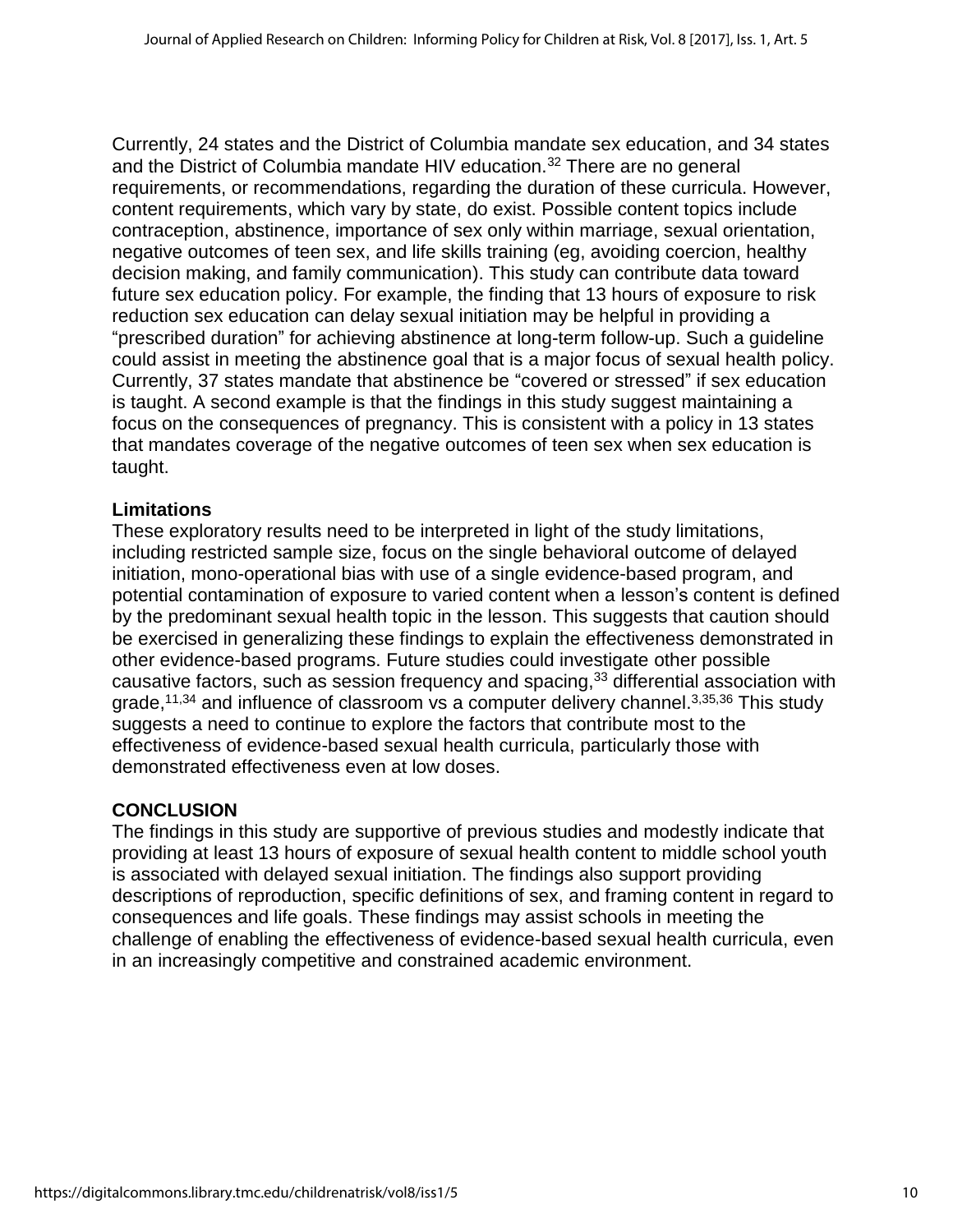Currently, 24 states and the District of Columbia mandate sex education, and 34 states and the District of Columbia mandate HIV education.[32] There are no general requirements, or recommendations, regarding the duration of these curricula. However, content requirements, which vary by state, do exist. Possible content topics include contraception, abstinence, importance of sex only within marriage, sexual orientation, negative outcomes of teen sex, and life skills training (eg, avoiding coercion, healthy decision making, and family communication). This study can contribute data toward future sex education policy. For example, the finding that 13 hours of exposure to risk reduction sex education can delay sexual initiation may be helpful in providing a "prescribed duration" for achieving abstinence at long-term follow-up. Such a guideline could assist in meeting the abstinence goal that is a major focus of sexual health policy. Currently, 37 states mandate that abstinence be "covered or stressed" if sex education is taught. A second example is that the findings in this study suggest maintaining a focus on the consequences of pregnancy. This is consistent with a policy in 13 states that mandates coverage of the negative outcomes of teen sex when sex education is taught.

### Limitations

These exploratory results need to be interpreted in light of the study limitations, including restricted sample size, focus on the single behavioral outcome of delayed initiation, mono-operational bias with use of a single evidence-based program, and potential contamination of exposure to varied content when a lesson's content is defined by the predominant sexual health topic in the lesson. This suggests that caution should be exercised in generalizing these findings to explain the effectiveness demonstrated in other evidence-based programs. Future studies could investigate other possible causative factors, such as session frequency and spacing,[33] differential association with grade,[11,34] and influence of classroom vs a computer delivery channel.[3,35,36] This study suggests a need to continue to explore the factors that contribute most to the effectiveness of evidence-based sexual health curricula, particularly those with demonstrated effectiveness even at low doses.

## CONCLUSION

The findings in this study are supportive of previous studies and modestly indicate that providing at least 13 hours of exposure of sexual health content to middle school youth is associated with delayed sexual initiation. The findings also support providing descriptions of reproduction, specific definitions of sex, and framing content in regard to consequences and life goals. These findings may assist schools in meeting the challenge of enabling the effectiveness of evidence-based sexual health curricula, even in an increasingly competitive and constrained academic environment.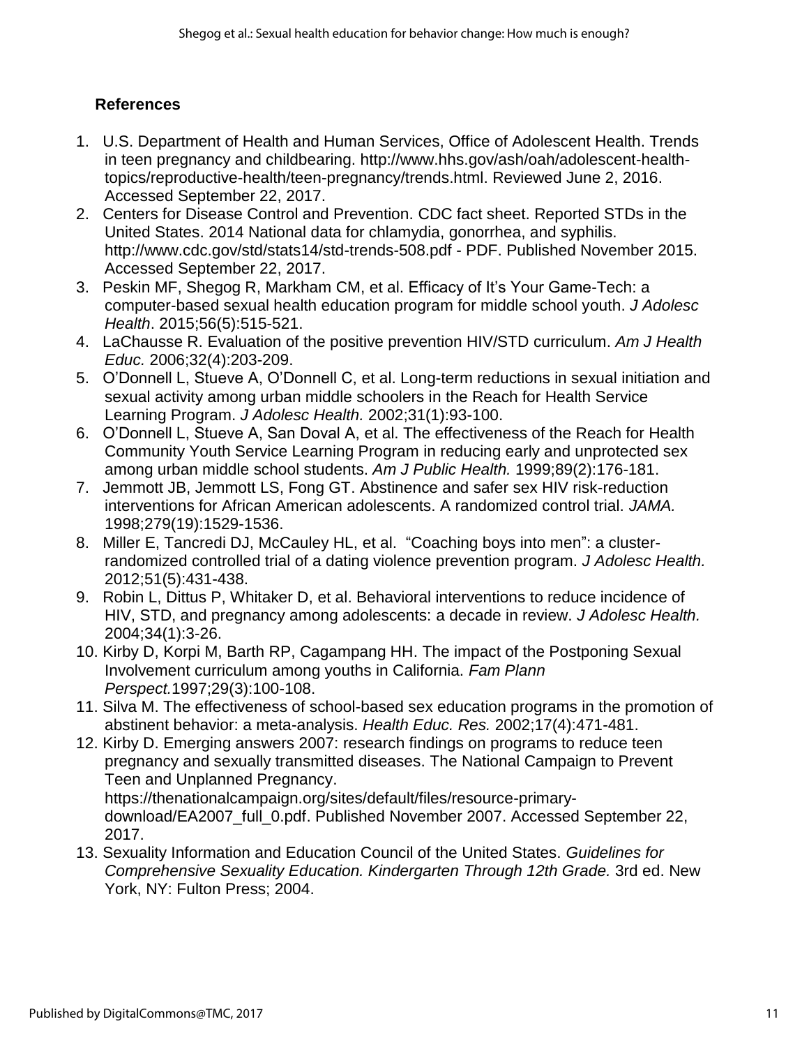## References

1. U.S. Department of Health and Human Services, Office of Adolescent Health. Trends in teen pregnancy and childbearing. http://www.hhs.gov/ash/oah/adolescent-health-topics/reproductive-health/teen-pregnancy/trends.html. Reviewed June 2, 2016. Accessed September 22, 2017.
2. Centers for Disease Control and Prevention. CDC fact sheet. Reported STDs in the United States. 2014 National data for chlamydia, gonorrhea, and syphilis. http://www.cdc.gov/std/stats14/std-trends-508.pdf - PDF. Published November 2015. Accessed September 22, 2017.
3. Peskin MF, Shegog R, Markham CM, et al. Efficacy of It's Your Game-Tech: a computer-based sexual health education program for middle school youth. *J Adolesc Health*. 2015;56(5):515-521.
4. LaChausse R. Evaluation of the positive prevention HIV/STD curriculum. *Am J Health Educ.* 2006;32(4):203-209.
5. O'Donnell L, Stueve A, O'Donnell C, et al. Long-term reductions in sexual initiation and sexual activity among urban middle schoolers in the Reach for Health Service Learning Program. *J Adolesc Health.* 2002;31(1):93-100.
6. O'Donnell L, Stueve A, San Doval A, et al. The effectiveness of the Reach for Health Community Youth Service Learning Program in reducing early and unprotected sex among urban middle school students. *Am J Public Health.* 1999;89(2):176-181.
7. Jemmott JB, Jemmott LS, Fong GT. Abstinence and safer sex HIV risk-reduction interventions for African American adolescents. A randomized control trial. *JAMA.* 1998;279(19):1529-1536.
8. Miller E, Tancredi DJ, McCauley HL, et al. "Coaching boys into men": a cluster-randomized controlled trial of a dating violence prevention program. *J Adolesc Health.* 2012;51(5):431-438.
9. Robin L, Dittus P, Whitaker D, et al. Behavioral interventions to reduce incidence of HIV, STD, and pregnancy among adolescents: a decade in review. *J Adolesc Health.* 2004;34(1):3-26.
10. Kirby D, Korpi M, Barth RP, Cagampang HH. The impact of the Postponing Sexual Involvement curriculum among youths in California. *Fam Plann Perspect.*1997;29(3):100-108.
11. Silva M. The effectiveness of school-based sex education programs in the promotion of abstinent behavior: a meta-analysis. *Health Educ. Res.* 2002;17(4):471-481.
12. Kirby D. Emerging answers 2007: research findings on programs to reduce teen pregnancy and sexually transmitted diseases. The National Campaign to Prevent Teen and Unplanned Pregnancy. https://thenationalcampaign.org/sites/default/files/resource-primary-download/EA2007_full_0.pdf. Published November 2007. Accessed September 22, 2017.
13. Sexuality Information and Education Council of the United States. *Guidelines for Comprehensive Sexuality Education. Kindergarten Through 12th Grade.* 3rd ed. New York, NY: Fulton Press; 2004.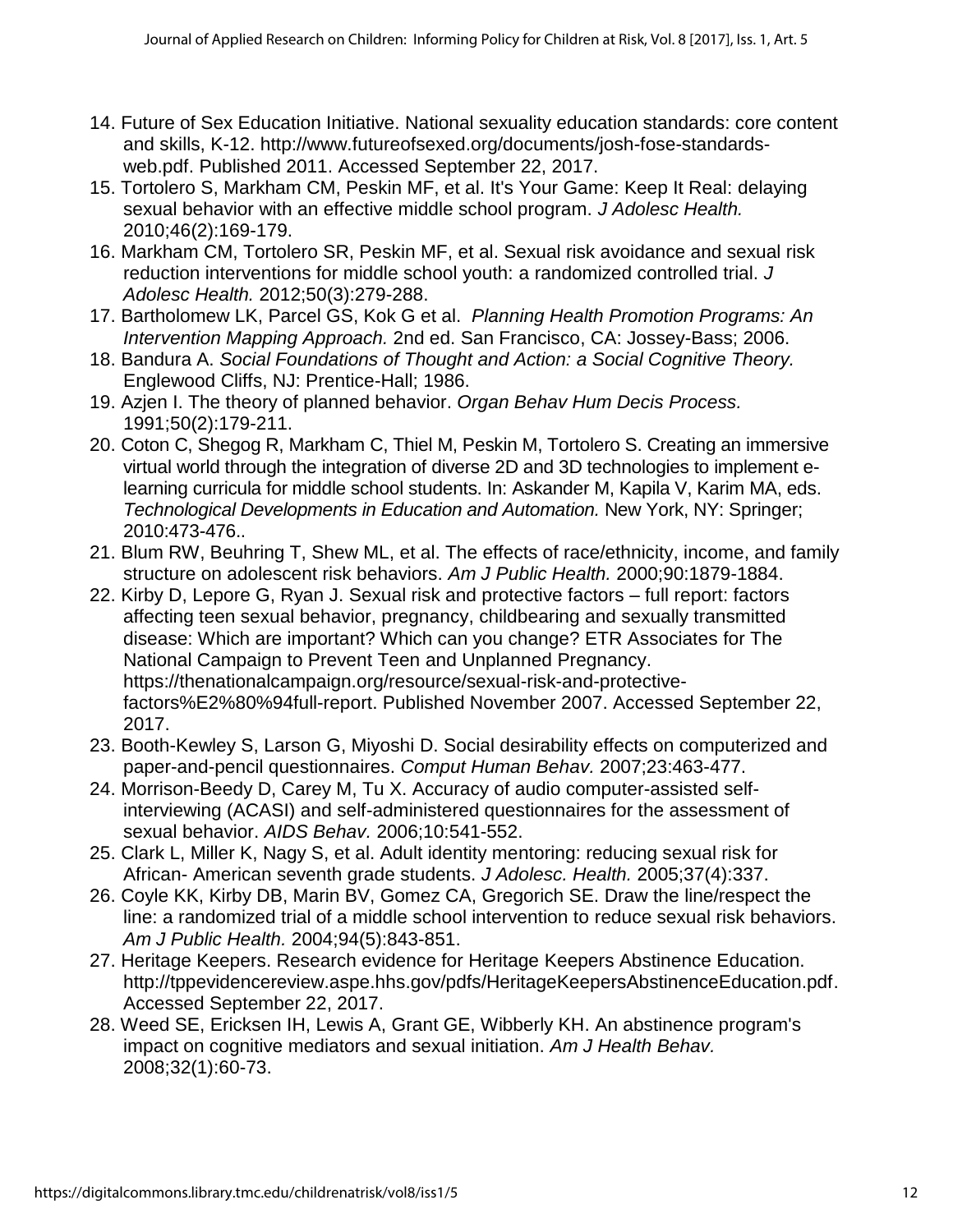14. Future of Sex Education Initiative. National sexuality education standards: core content and skills, K-12. http://www.futureofsexed.org/documents/josh-fose-standards-web.pdf. Published 2011. Accessed September 22, 2017.
15. Tortolero S, Markham CM, Peskin MF, et al. It's Your Game: Keep It Real: delaying sexual behavior with an effective middle school program. *J Adolesc Health.* 2010;46(2):169-179.
16. Markham CM, Tortolero SR, Peskin MF, et al. Sexual risk avoidance and sexual risk reduction interventions for middle school youth: a randomized controlled trial. *J Adolesc Health.* 2012;50(3):279-288.
17. Bartholomew LK, Parcel GS, Kok G et al. *Planning Health Promotion Programs: An Intervention Mapping Approach.* 2nd ed. San Francisco, CA: Jossey-Bass; 2006.
18. Bandura A. *Social Foundations of Thought and Action: a Social Cognitive Theory.* Englewood Cliffs, NJ: Prentice-Hall; 1986.
19. Azjen I. The theory of planned behavior. *Organ Behav Hum Decis Process.* 1991;50(2):179-211.
20. Coton C, Shegog R, Markham C, Thiel M, Peskin M, Tortolero S. Creating an immersive virtual world through the integration of diverse 2D and 3D technologies to implement e-learning curricula for middle school students. In: Askander M, Kapila V, Karim MA, eds. *Technological Developments in Education and Automation.* New York, NY: Springer; 2010:473-476..
21. Blum RW, Beuhring T, Shew ML, et al. The effects of race/ethnicity, income, and family structure on adolescent risk behaviors. *Am J Public Health.* 2000;90:1879-1884.
22. Kirby D, Lepore G, Ryan J. Sexual risk and protective factors – full report: factors affecting teen sexual behavior, pregnancy, childbearing and sexually transmitted disease: Which are important? Which can you change? ETR Associates for The National Campaign to Prevent Teen and Unplanned Pregnancy. https://thenationalcampaign.org/resource/sexual-risk-and-protective-factors%E2%80%94full-report. Published November 2007. Accessed September 22, 2017.
23. Booth-Kewley S, Larson G, Miyoshi D. Social desirability effects on computerized and paper-and-pencil questionnaires. *Comput Human Behav.* 2007;23:463-477.
24. Morrison-Beedy D, Carey M, Tu X. Accuracy of audio computer-assisted self-interviewing (ACASI) and self-administered questionnaires for the assessment of sexual behavior. *AIDS Behav.* 2006;10:541-552.
25. Clark L, Miller K, Nagy S, et al. Adult identity mentoring: reducing sexual risk for African- American seventh grade students. *J Adolesc. Health.* 2005;37(4):337.
26. Coyle KK, Kirby DB, Marin BV, Gomez CA, Gregorich SE. Draw the line/respect the line: a randomized trial of a middle school intervention to reduce sexual risk behaviors. *Am J Public Health.* 2004;94(5):843-851.
27. Heritage Keepers. Research evidence for Heritage Keepers Abstinence Education. http://tppevidencereview.aspe.hhs.gov/pdfs/HeritageKeepersAbstinenceEducation.pdf. Accessed September 22, 2017.
28. Weed SE, Ericksen IH, Lewis A, Grant GE, Wibberly KH. An abstinence program's impact on cognitive mediators and sexual initiation. *Am J Health Behav.* 2008;32(1):60-73.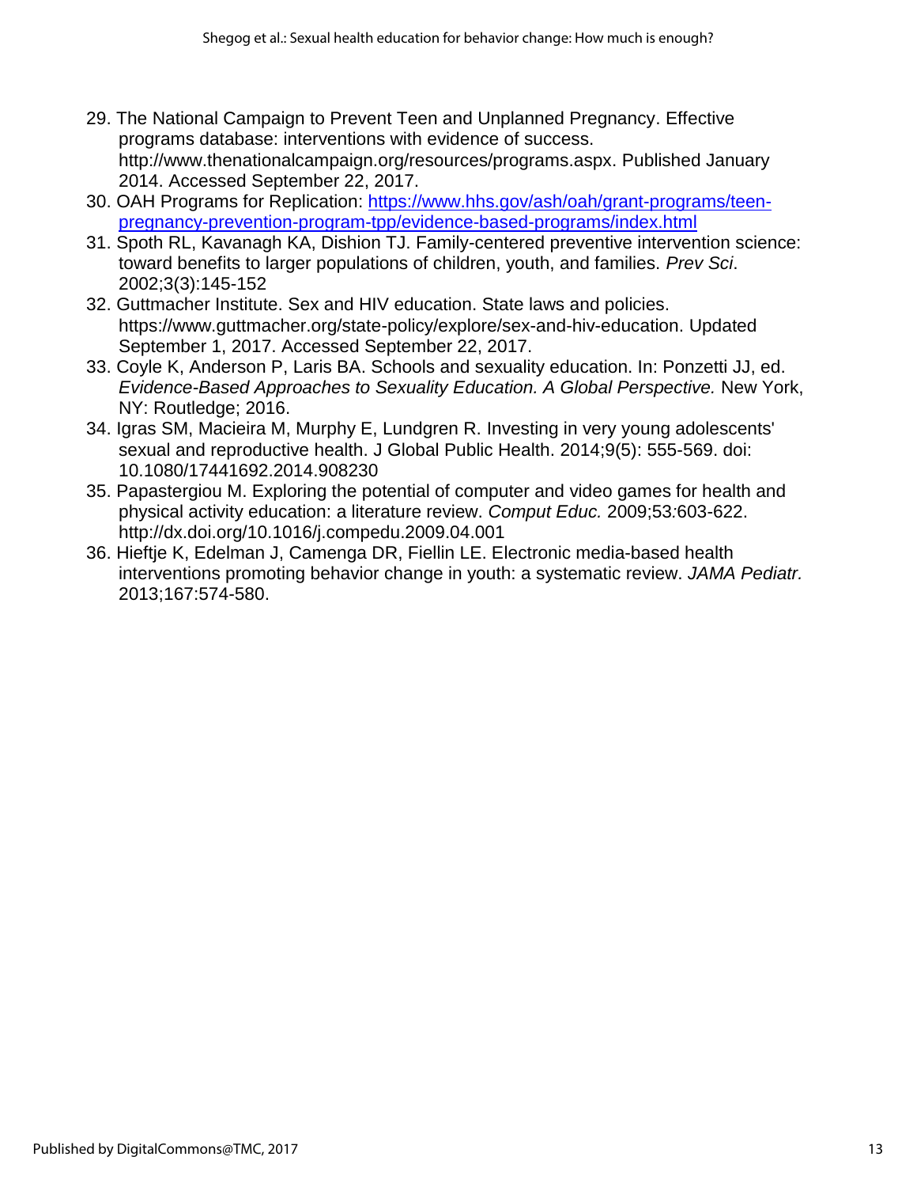29. The National Campaign to Prevent Teen and Unplanned Pregnancy. Effective programs database: interventions with evidence of success. http://www.thenationalcampaign.org/resources/programs.aspx. Published January 2014. Accessed September 22, 2017.
30. OAH Programs for Replication: [https://www.hhs.gov/ash/oah/grant-programs/teen-pregnancy-prevention-program-tpp/evidence-based-programs/index.html](https://www.hhs.gov/ash/oah/grant-programs/teen-pregnancy-prevention-program-tpp/evidence-based-programs/index.html)
31. Spoth RL, Kavanagh KA, Dishion TJ. Family-centered preventive intervention science: toward benefits to larger populations of children, youth, and families. *Prev Sci*. 2002;3(3):145-152
32. Guttmacher Institute. Sex and HIV education. State laws and policies. https://www.guttmacher.org/state-policy/explore/sex-and-hiv-education. Updated September 1, 2017. Accessed September 22, 2017.
33. Coyle K, Anderson P, Laris BA. Schools and sexuality education. In: Ponzetti JJ, ed. *Evidence-Based Approaches to Sexuality Education. A Global Perspective.* New York, NY: Routledge; 2016.
34. Igras SM, Macieira M, Murphy E, Lundgren R. Investing in very young adolescents' sexual and reproductive health. J Global Public Health. 2014;9(5): 555-569. doi: 10.1080/17441692.2014.908230
35. Papastergiou M. Exploring the potential of computer and video games for health and physical activity education: a literature review. *Comput Educ.* 2009;53*:*603-622. http://dx.doi.org/10.1016/j.compedu.2009.04.001
36. Hieftje K, Edelman J, Camenga DR, Fiellin LE. Electronic media-based health interventions promoting behavior change in youth: a systematic review. *JAMA Pediatr.* 2013;167:574-580.